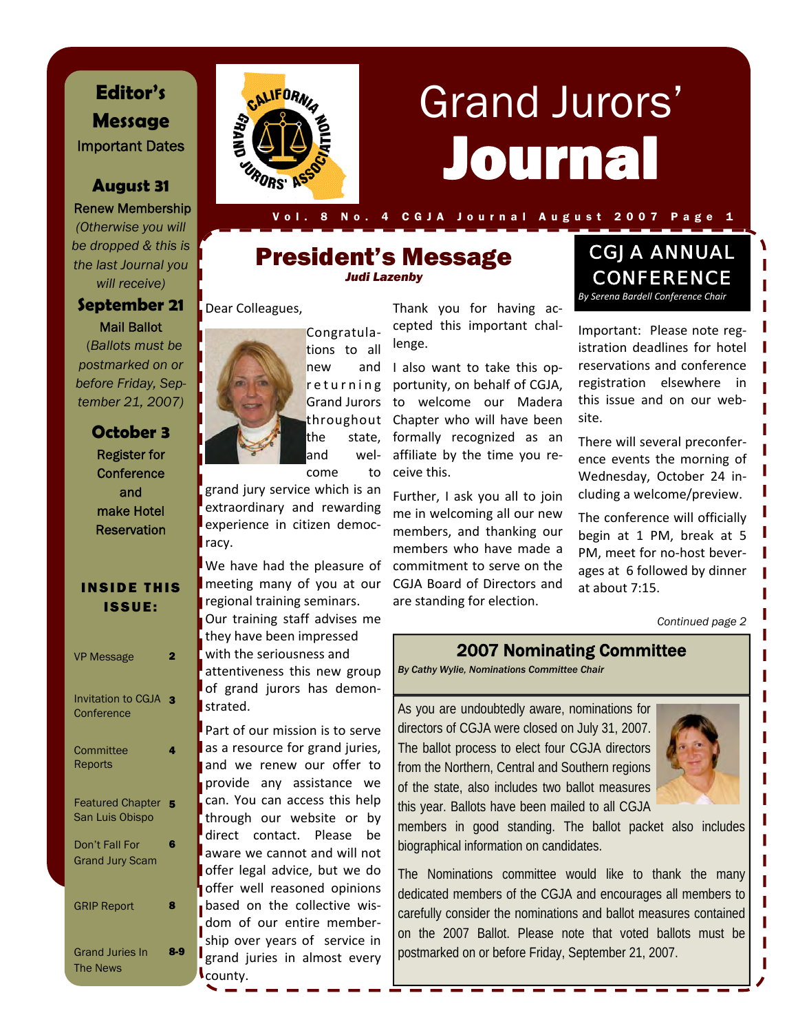# Grand Jurors' Journal

## Editor's Message

**Important Dates**

**August 31**
Renew Membership
*(Otherwise you will be dropped & this is the last Journal you will receive)*

**September 21**
Mail Ballot
*(Ballots must be postmarked on or before Friday, September 21, 2007)*

**October 3**
Register for Conference and make Hotel Reservation

### INSIDE THIS ISSUE:

| | |
|---|---|
| VP Message | 2 |
| Invitation to CGJA Conference | 3 |
| Committee Reports | 4 |
| Featured Chapter San Luis Obispo | 5 |
| Don't Fall For Grand Jury Scam | 6 |
| GRIP Report | 8 |
| Grand Juries In The News | 8-9 |

## President's Message

***Judi Lazenby***

Dear Colleagues,

Congratulations to all new and returning Grand Jurors throughout the state, and welcome to grand jury service which is an extraordinary and rewarding experience in citizen democracy.

We have had the pleasure of meeting many of you at our regional training seminars. Our training staff advises me they have been impressed with the seriousness and attentiveness this new group of grand jurors has demonstrated.

Part of our mission is to serve as a resource for grand juries, and we renew our offer to provide any assistance we can. You can access this help through our website or by direct contact. Please be aware we cannot and will not offer legal advice, but we do offer well reasoned opinions based on the collective wisdom of our entire membership over years of service in grand juries in almost every county.

Thank you for having accepted this important challenge.

I also want to take this opportunity, on behalf of CGJA, to welcome our Madera Chapter who will have been formally recognized as an affiliate by the time you receive this.

Further, I ask you all to join me in welcoming all our new members, and thanking our members who have made a commitment to serve on the CGJA Board of Directors and are standing for election.

## CGJA ANNUAL CONFERENCE

*By Serena Bardell Conference Chair*

Important: Please note registration deadlines for hotel reservations and conference registration elsewhere in this issue and on our website.

There will several preconference events the morning of Wednesday, October 24 including a welcome/preview.

The conference will officially begin at 1 PM, break at 5 PM, meet for no-host beverages at 6 followed by dinner at about 7:15.

*Continued page 2*

## 2007 Nominating Committee

***By Cathy Wylie, Nominations Committee Chair***

As you are undoubtedly aware, nominations for directors of CGJA were closed on July 31, 2007. The ballot process to elect four CGJA directors from the Northern, Central and Southern regions of the state, also includes two ballot measures this year. Ballots have been mailed to all CGJA members in good standing. The ballot packet also includes biographical information on candidates.

The Nominations committee would like to thank the many dedicated members of the CGJA and encourages all members to carefully consider the nominations and ballot measures contained on the 2007 Ballot. Please note that voted ballots must be postmarked on or before Friday, September 21, 2007.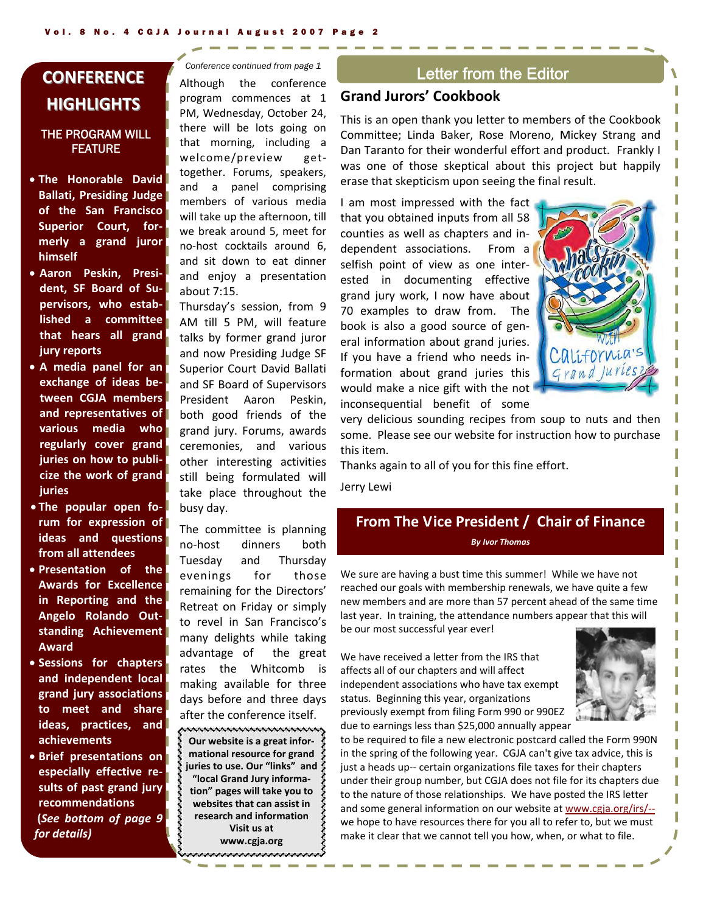## CONFERENCE HIGHLIGHTS

THE PROGRAM WILL FEATURE

- **The Honorable David Ballati, Presiding Judge of the San Francisco Superior Court, formerly a grand juror himself**
- **Aaron Peskin, President, SF Board of Supervisors, who established a committee that hears all grand jury reports**
- **A media panel for an exchange of ideas between CGJA members and representatives of various media who regularly cover grand juries on how to publicize the work of grand juries**
- **The popular open forum for expression of ideas and questions from all attendees**
- **Presentation of the Awards for Excellence in Reporting and the Angelo Rolando Outstanding Achievement Award**
- **Sessions for chapters and independent local grand jury associations to meet and share ideas, practices, and achievements**
- **Brief presentations on especially effective results of past grand jury recommendations**

***(See bottom of page 9 for details)***

*Conference continued from page 1*

Although the conference program commences at 1 PM, Wednesday, October 24, there will be lots going on that morning, including a welcome/preview get-together. Forums, speakers, and a panel comprising members of various media will take up the afternoon, till we break around 5, meet for no-host cocktails around 6, and sit down to eat dinner and enjoy a presentation about 7:15.

Thursday's session, from 9 AM till 5 PM, will feature talks by former grand juror and now Presiding Judge SF Superior Court David Ballati and SF Board of Supervisors President Aaron Peskin, both good friends of the grand jury. Forums, awards ceremonies, and various other interesting activities still being formulated will take place throughout the busy day.

The committee is planning no-host dinners both Tuesday and Thursday evenings for those remaining for the Directors' Retreat on Friday or simply to revel in San Francisco's many delights while taking advantage of the great rates the Whitcomb is making available for three days before and three days after the conference itself.

**Our website is a great informational resource for grand juries to use. Our "links" and "local Grand Jury information" pages will take you to websites that can assist in research and information**
**Visit us at**
**www.cgja.org**

## Letter from the Editor

### Grand Jurors' Cookbook

This is an open thank you letter to members of the Cookbook Committee; Linda Baker, Rose Moreno, Mickey Strang and Dan Taranto for their wonderful effort and product. Frankly I was one of those skeptical about this project but happily erase that skepticism upon seeing the final result.

I am most impressed with the fact that you obtained inputs from all 58 counties as well as chapters and independent associations. From a selfish point of view as one interested in documenting effective grand jury work, I now have about 70 examples to draw from. The book is also a good source of general information about grand juries. If you have a friend who needs information about grand juries this would make a nice gift with the not inconsequential benefit of some very delicious sounding recipes from soup to nuts and then some. Please see our website for instruction how to purchase this item.

Thanks again to all of you for this fine effort.

Jerry Lewi

## From The Vice President / Chair of Finance

***By Ivor Thomas***

We sure are having a bust time this summer! While we have not reached our goals with membership renewals, we have quite a few new members and are more than 57 percent ahead of the same time last year. In training, the attendance numbers appear that this will be our most successful year ever!

We have received a letter from the IRS that affects all of our chapters and will affect independent associations who have tax exempt status. Beginning this year, organizations previously exempt from filing Form 990 or 990EZ due to earnings less than $25,000 annually appear to be required to file a new electronic postcard called the Form 990N in the spring of the following year. CGJA can't give tax advice, this is just a heads up-- certain organizations file taxes for their chapters under their group number, but CGJA does not file for its chapters due to the nature of those relationships. We have posted the IRS letter and some general information on our website at www.cgja.org/irs/-- we hope to have resources there for you all to refer to, but we must make it clear that we cannot tell you how, when, or what to file.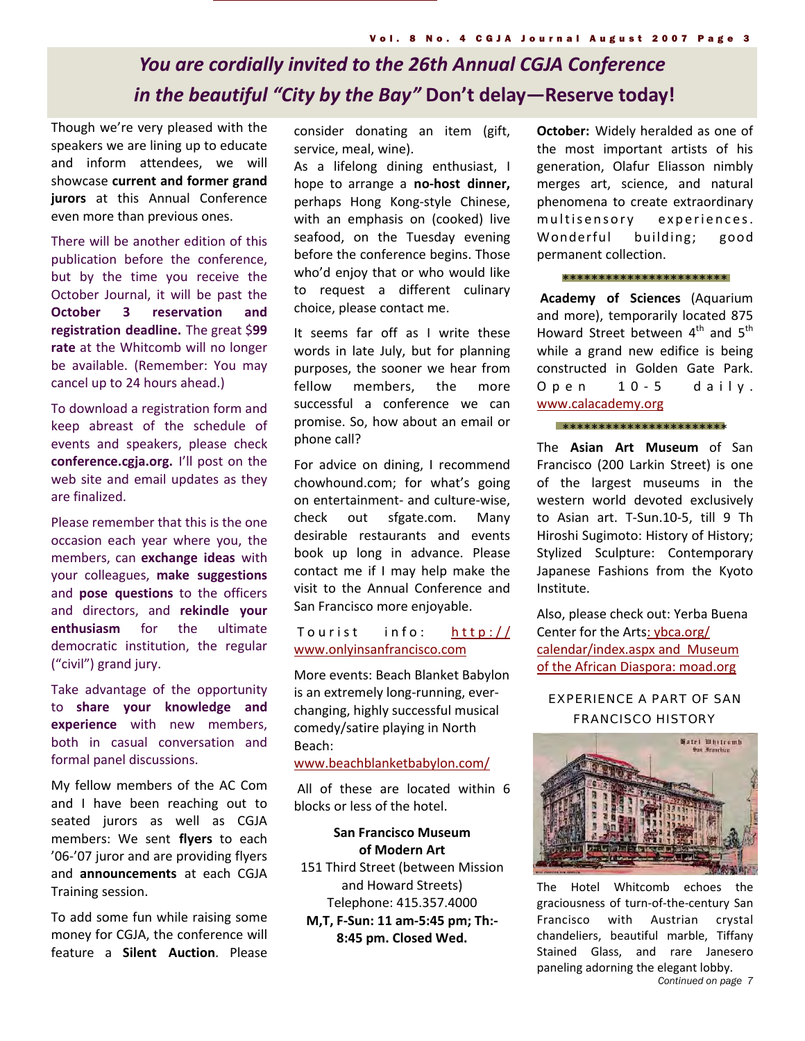## *You are cordially invited to the 26th Annual CGJA Conference in the beautiful "City by the Bay"* Don't delay—Reserve today!

Though we're very pleased with the speakers we are lining up to educate and inform attendees, we will showcase **current and former grand jurors** at this Annual Conference even more than previous ones.

There will be another edition of this publication before the conference, but by the time you receive the October Journal, it will be past the **October 3 reservation and registration deadline.** The great $**99 rate** at the Whitcomb will no longer be available. (Remember: You may cancel up to 24 hours ahead.)

To download a registration form and keep abreast of the schedule of events and speakers, please check **conference.cgja.org.** I'll post on the web site and email updates as they are finalized.

Please remember that this is the one occasion each year where you, the members, can **exchange ideas** with your colleagues, **make suggestions** and **pose questions** to the officers and directors, and **rekindle your enthusiasm** for the ultimate democratic institution, the regular ("civil") grand jury.

Take advantage of the opportunity to **share your knowledge and experience** with new members, both in casual conversation and formal panel discussions.

My fellow members of the AC Com and I have been reaching out to seated jurors as well as CGJA members: We sent **flyers** to each '06-'07 juror and are providing flyers and **announcements** at each CGJA Training session.

To add some fun while raising some money for CGJA, the conference will feature a **Silent Auction**. Please consider donating an item (gift, service, meal, wine).

As a lifelong dining enthusiast, I hope to arrange a **no-host dinner,** perhaps Hong Kong-style Chinese, with an emphasis on (cooked) live seafood, on the Tuesday evening before the conference begins. Those who'd enjoy that or who would like to request a different culinary choice, please contact me.

It seems far off as I write these words in late July, but for planning purposes, the sooner we hear from fellow members, the more successful a conference we can promise. So, how about an email or phone call?

For advice on dining, I recommend chowhound.com; for what's going on entertainment- and culture-wise, check out sfgate.com. Many desirable restaurants and events book up long in advance. Please contact me if I may help make the visit to the Annual Conference and San Francisco more enjoyable.

Tourist info: http://www.onlyinsanfrancisco.com

More events: Beach Blanket Babylon is an extremely long-running, ever-changing, highly successful musical comedy/satire playing in North Beach: www.beachblanketbabylon.com/

All of these are located within 6 blocks or less of the hotel.

**San Francisco Museum of Modern Art**
151 Third Street (between Mission and Howard Streets)
Telephone: 415.357.4000
**M,T, F-Sun: 11 am-5:45 pm; Th:-8:45 pm. Closed Wed.**

**October:** Widely heralded as one of the most important artists of his generation, Olafur Eliasson nimbly merges art, science, and natural phenomena to create extraordinary multisensory experiences. Wonderful building; good permanent collection.

************************

**Academy of Sciences** (Aquarium and more), temporarily located 875 Howard Street between 4th and 5th while a grand new edifice is being constructed in Golden Gate Park. Open 10-5 daily. www.calacademy.org

************************

The **Asian Art Museum** of San Francisco (200 Larkin Street) is one of the largest museums in the western world devoted exclusively to Asian art. T-Sun.10-5, till 9 Th Hiroshi Sugimoto: History of History; Stylized Sculpture: Contemporary Japanese Fashions from the Kyoto Institute.

Also, please check out: Yerba Buena Center for the Arts: ybca.org/calendar/index.aspx and Museum of the African Diaspora: moad.org

EXPERIENCE A PART OF SAN FRANCISCO HISTORY

The Hotel Whitcomb echoes the graciousness of turn-of-the-century San Francisco with Austrian crystal chandeliers, beautiful marble, Tiffany Stained Glass, and rare Janesero paneling adorning the elegant lobby.

*Continued on page 7*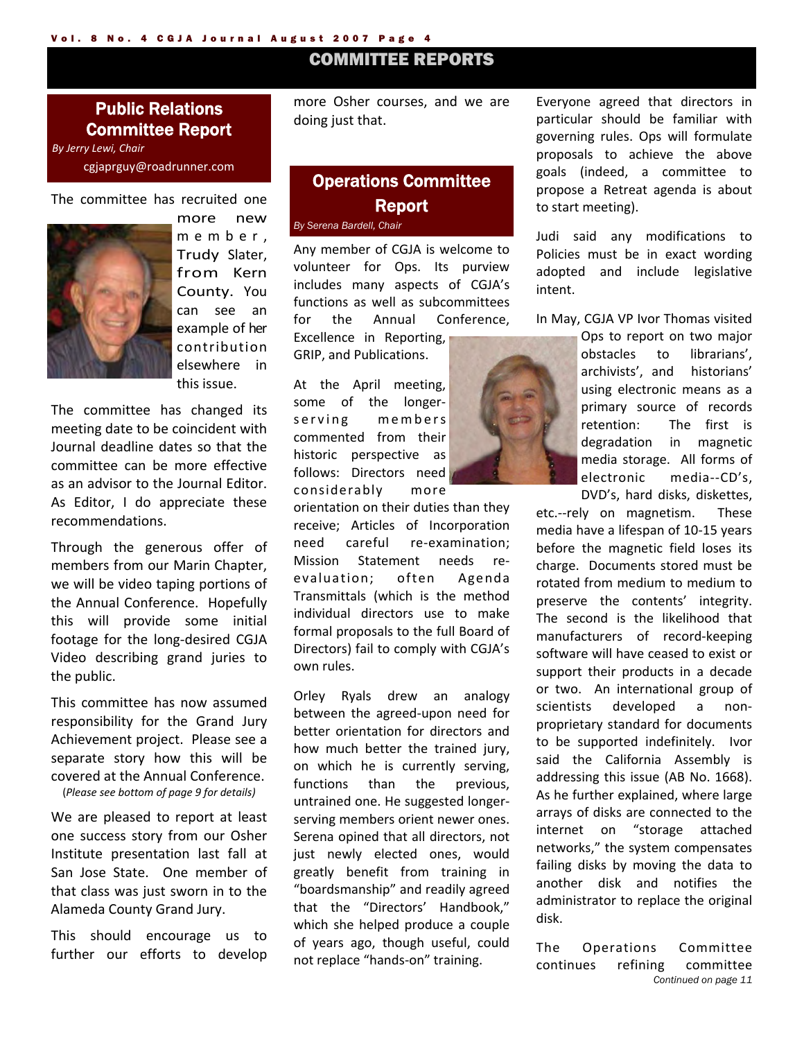# COMMITTEE REPORTS

## Public Relations Committee Report

*By Jerry Lewi, Chair*

cgjaprguy@roadrunner.com

The committee has recruited one more new member, Trudy Slater, from Kern County. You can see an example of her contribution elsewhere in this issue.

The committee has changed its meeting date to be coincident with Journal deadline dates so that the committee can be more effective as an advisor to the Journal Editor. As Editor, I do appreciate these recommendations.

Through the generous offer of members from our Marin Chapter, we will be video taping portions of the Annual Conference. Hopefully this will provide some initial footage for the long-desired CGJA Video describing grand juries to the public.

This committee has now assumed responsibility for the Grand Jury Achievement project. Please see a separate story how this will be covered at the Annual Conference.

(*Please see bottom of page 9 for details*)

We are pleased to report at least one success story from our Osher Institute presentation last fall at San Jose State. One member of that class was just sworn in to the Alameda County Grand Jury.

This should encourage us to further our efforts to develop more Osher courses, and we are doing just that.

## Operations Committee Report

*By Serena Bardell, Chair*

Any member of CGJA is welcome to volunteer for Ops. Its purview includes many aspects of CGJA's functions as well as subcommittees for the Annual Conference, Excellence in Reporting, GRIP, and Publications.

At the April meeting, some of the longer-serving members commented from their historic perspective as follows: Directors need considerably more orientation on their duties than they receive; Articles of Incorporation need careful re-examination; Mission Statement needs re-evaluation; often Agenda Transmittals (which is the method individual directors use to make formal proposals to the full Board of Directors) fail to comply with CGJA's own rules.

Orley Ryals drew an analogy between the agreed-upon need for better orientation for directors and how much better the trained jury, on which he is currently serving, functions than the previous, untrained one. He suggested longer-serving members orient newer ones. Serena opined that all directors, not just newly elected ones, would greatly benefit from training in "boardsmanship" and readily agreed that the "Directors' Handbook," which she helped produce a couple of years ago, though useful, could not replace "hands-on" training.

Everyone agreed that directors in particular should be familiar with governing rules. Ops will formulate proposals to achieve the above goals (indeed, a committee to propose a Retreat agenda is about to start meeting).

Judi said any modifications to Policies must be in exact wording adopted and include legislative intent.

In May, CGJA VP Ivor Thomas visited Ops to report on two major obstacles to librarians', archivists', and historians' using electronic means as a primary source of records retention: The first is degradation in magnetic media storage. All forms of electronic media--CD's, DVD's, hard disks, diskettes, etc.--rely on magnetism. These media have a lifespan of 10-15 years before the magnetic field loses its charge. Documents stored must be rotated from medium to medium to preserve the contents' integrity. The second is the likelihood that manufacturers of record-keeping software will have ceased to exist or support their products in a decade or two. An international group of scientists developed a non-proprietary standard for documents to be supported indefinitely. Ivor said the California Assembly is addressing this issue (AB No. 1668). As he further explained, where large arrays of disks are connected to the internet on "storage attached networks," the system compensates failing disks by moving the data to another disk and notifies the administrator to replace the original disk.

The Operations Committee continues refining committee

*Continued on page 11*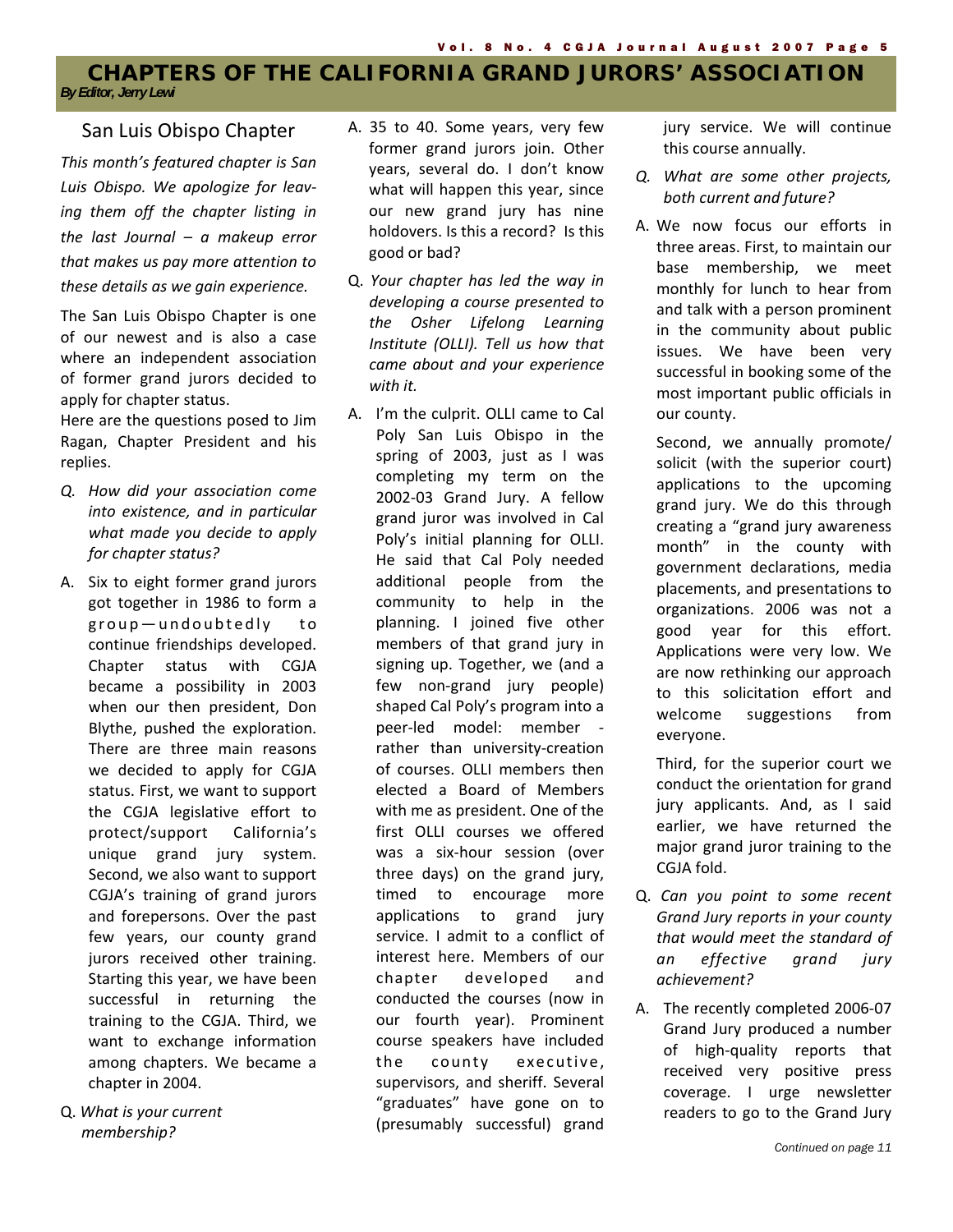# CHAPTERS OF THE CALIFORNIA GRAND JURORS' ASSOCIATION

***By Editor, Jerry Lewi***

## San Luis Obispo Chapter

*This month's featured chapter is San Luis Obispo. We apologize for leaving them off the chapter listing in the last Journal – a makeup error that makes us pay more attention to these details as we gain experience.*

The San Luis Obispo Chapter is one of our newest and is also a case where an independent association of former grand jurors decided to apply for chapter status.

Here are the questions posed to Jim Ragan, Chapter President and his replies.

*Q. How did your association come into existence, and in particular what made you decide to apply for chapter status?*

A. Six to eight former grand jurors got together in 1986 to form a group—undoubtedly to continue friendships developed. Chapter status with CGJA became a possibility in 2003 when our then president, Don Blythe, pushed the exploration. There are three main reasons we decided to apply for CGJA status. First, we want to support the CGJA legislative effort to protect/support California's unique grand jury system. Second, we also want to support CGJA's training of grand jurors and forepersons. Over the past few years, our county grand jurors received other training. Starting this year, we have been successful in returning the training to the CGJA. Third, we want to exchange information among chapters. We became a chapter in 2004.

Q. *What is your current membership?*

A. 35 to 40. Some years, very few former grand jurors join. Other years, several do. I don't know what will happen this year, since our new grand jury has nine holdovers. Is this a record? Is this good or bad?

Q. *Your chapter has led the way in developing a course presented to the Osher Lifelong Learning Institute (OLLI). Tell us how that came about and your experience with it.*

A. I'm the culprit. OLLI came to Cal Poly San Luis Obispo in the spring of 2003, just as I was completing my term on the 2002-03 Grand Jury. A fellow grand juror was involved in Cal Poly's initial planning for OLLI. He said that Cal Poly needed additional people from the community to help in the planning. I joined five other members of that grand jury in signing up. Together, we (and a few non-grand jury people) shaped Cal Poly's program into a peer-led model: member - rather than university-creation of courses. OLLI members then elected a Board of Members with me as president. One of the first OLLI courses we offered was a six-hour session (over three days) on the grand jury, timed to encourage more applications to grand jury service. I admit to a conflict of interest here. Members of our chapter developed and conducted the courses (now in our fourth year). Prominent course speakers have included the county executive, supervisors, and sheriff. Several "graduates" have gone on to (presumably successful) grand jury service. We will continue this course annually.

*Q. What are some other projects, both current and future?*

A. We now focus our efforts in three areas. First, to maintain our base membership, we meet monthly for lunch to hear from and talk with a person prominent in the community about public issues. We have been very successful in booking some of the most important public officials in our county.

Second, we annually promote/solicit (with the superior court) applications to the upcoming grand jury. We do this through creating a "grand jury awareness month" in the county with government declarations, media placements, and presentations to organizations. 2006 was not a good year for this effort. Applications were very low. We are now rethinking our approach to this solicitation effort and welcome suggestions from everyone.

Third, for the superior court we conduct the orientation for grand jury applicants. And, as I said earlier, we have returned the major grand juror training to the CGJA fold.

Q. *Can you point to some recent Grand Jury reports in your county that would meet the standard of an effective grand jury achievement?*

A. The recently completed 2006-07 Grand Jury produced a number of high-quality reports that received very positive press coverage. I urge newsletter readers to go to the Grand Jury

*Continued on page 11*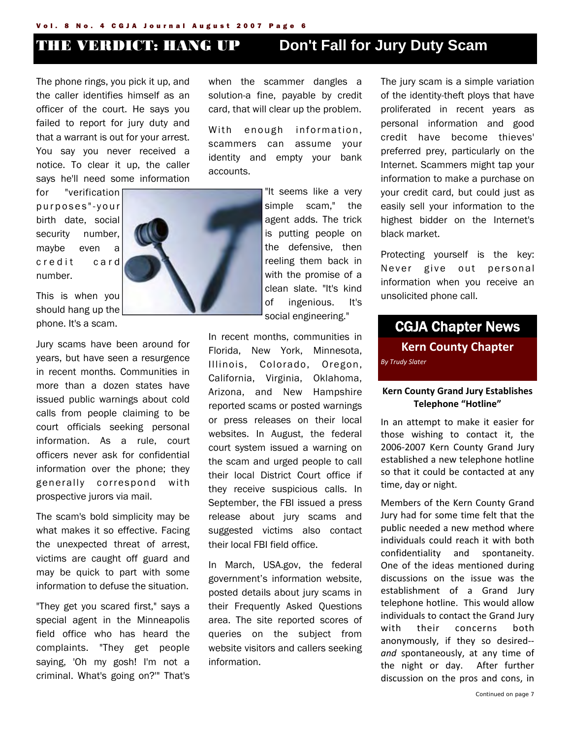# THE VERDICT: HANG UP — Don't Fall for Jury Duty Scam

The phone rings, you pick it up, and the caller identifies himself as an officer of the court. He says you failed to report for jury duty and that a warrant is out for your arrest. You say you never received a notice. To clear it up, the caller says he'll need some information for "verification purposes"-your birth date, social security number, maybe even a credit card number.

This is when you should hang up the phone. It's a scam.

Jury scams have been around for years, but have seen a resurgence in recent months. Communities in more than a dozen states have issued public warnings about cold calls from people claiming to be court officials seeking personal information. As a rule, court officers never ask for confidential information over the phone; they generally correspond with prospective jurors via mail.

The scam's bold simplicity may be what makes it so effective. Facing the unexpected threat of arrest, victims are caught off guard and may be quick to part with some information to defuse the situation.

"They get you scared first," says a special agent in the Minneapolis field office who has heard the complaints. "They get people saying, 'Oh my gosh! I'm not a criminal. What's going on?'" That's when the scammer dangles a solution-a fine, payable by credit card, that will clear up the problem.

With enough information, scammers can assume your identity and empty your bank accounts.

"It seems like a very simple scam," the agent adds. The trick is putting people on the defensive, then reeling them back in with the promise of a clean slate. "It's kind of ingenious. It's social engineering."

In recent months, communities in Florida, New York, Minnesota, Illinois, Colorado, Oregon, California, Virginia, Oklahoma, Arizona, and New Hampshire reported scams or posted warnings or press releases on their local websites. In August, the federal court system issued a warning on the scam and urged people to call their local District Court office if they receive suspicious calls. In September, the FBI issued a press release about jury scams and suggested victims also contact their local FBI field office.

In March, USA.gov, the federal government's information website, posted details about jury scams in their Frequently Asked Questions area. The site reported scores of queries on the subject from website visitors and callers seeking information.

The jury scam is a simple variation of the identity-theft ploys that have proliferated in recent years as personal information and good credit have become thieves' preferred prey, particularly on the Internet. Scammers might tap your information to make a purchase on your credit card, but could just as easily sell your information to the highest bidder on the Internet's black market.

Protecting yourself is the key: Never give out personal information when you receive an unsolicited phone call.

# CGJA Chapter News

## Kern County Chapter

*By Trudy Slater*

### Kern County Grand Jury Establishes Telephone "Hotline"

In an attempt to make it easier for those wishing to contact it, the 2006-2007 Kern County Grand Jury established a new telephone hotline so that it could be contacted at any time, day or night.

Members of the Kern County Grand Jury had for some time felt that the public needed a new method where individuals could reach it with both confidentiality and spontaneity. One of the ideas mentioned during discussions on the issue was the establishment of a Grand Jury telephone hotline. This would allow individuals to contact the Grand Jury with their concerns both anonymously, if they so desired--*and* spontaneously, at any time of the night or day. After further discussion on the pros and cons, in

Continued on page 7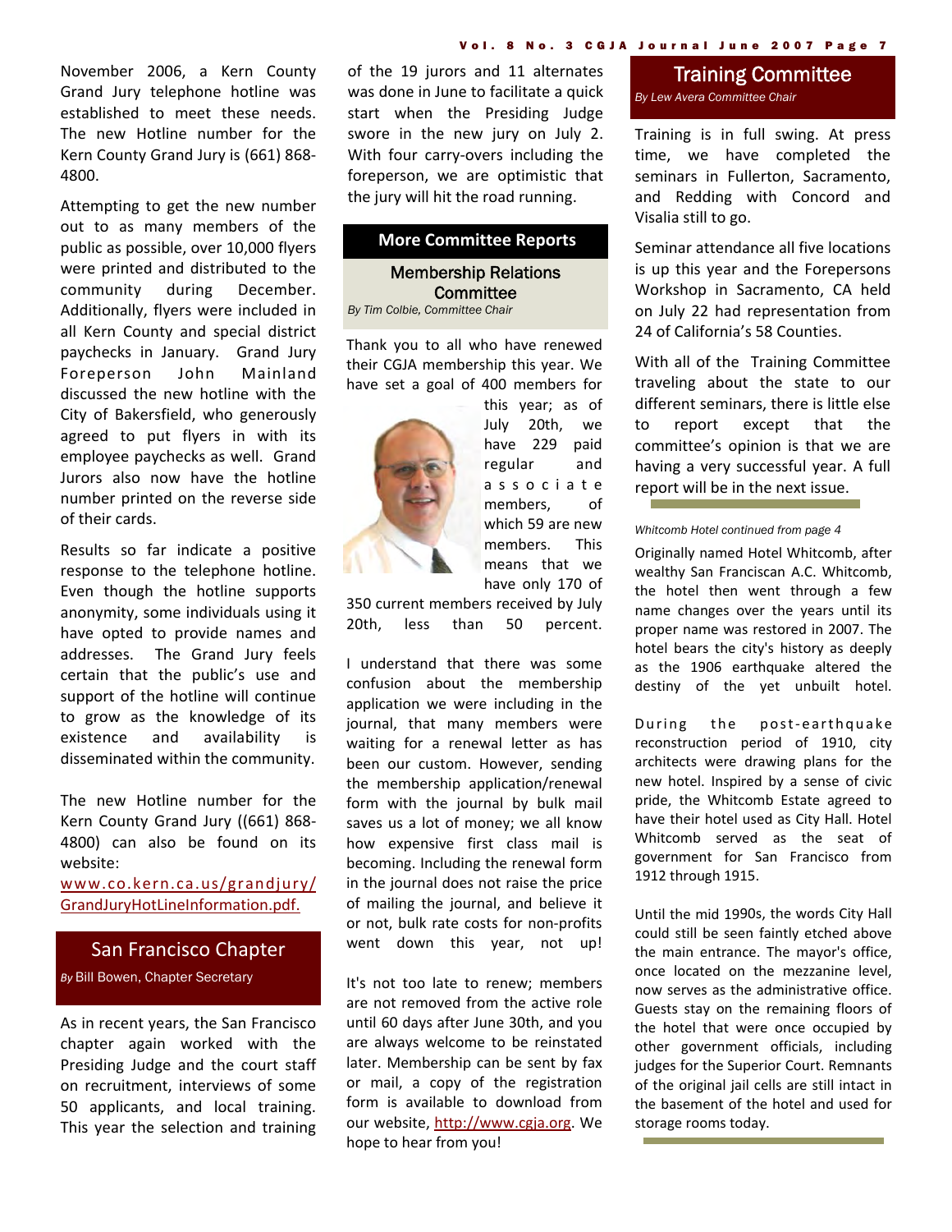November 2006, a Kern County Grand Jury telephone hotline was established to meet these needs. The new Hotline number for the Kern County Grand Jury is (661) 868-4800.

Attempting to get the new number out to as many members of the public as possible, over 10,000 flyers were printed and distributed to the community during December. Additionally, flyers were included in all Kern County and special district paychecks in January. Grand Jury Foreperson John Mainland discussed the new hotline with the City of Bakersfield, who generously agreed to put flyers in with its employee paychecks as well. Grand Jurors also now have the hotline number printed on the reverse side of their cards.

Results so far indicate a positive response to the telephone hotline. Even though the hotline supports anonymity, some individuals using it have opted to provide names and addresses. The Grand Jury feels certain that the public's use and support of the hotline will continue to grow as the knowledge of its existence and availability is disseminated within the community.

The new Hotline number for the Kern County Grand Jury ((661) 868-4800) can also be found on its website: www.co.kern.ca.us/grandjury/GrandJuryHotLineInformation.pdf.

## San Francisco Chapter

*By* Bill Bowen, Chapter Secretary

As in recent years, the San Francisco chapter again worked with the Presiding Judge and the court staff on recruitment, interviews of some 50 applicants, and local training. This year the selection and training of the 19 jurors and 11 alternates was done in June to facilitate a quick start when the Presiding Judge swore in the new jury on July 2. With four carry-overs including the foreperson, we are optimistic that the jury will hit the road running.

# More Committee Reports

## Membership Relations Committee

*By Tim Colbie, Committee Chair*

Thank you to all who have renewed their CGJA membership this year. We have set a goal of 400 members for this year; as of July 20th, we have 229 paid regular and associate members, of which 59 are new members. This means that we have only 170 of 350 current members received by July 20th, less than 50 percent.

I understand that there was some confusion about the membership application we were including in the journal, that many members were waiting for a renewal letter as has been our custom. However, sending the membership application/renewal form with the journal by bulk mail saves us a lot of money; we all know how expensive first class mail is becoming. Including the renewal form in the journal does not raise the price of mailing the journal, and believe it or not, bulk rate costs for non-profits went down this year, not up!

It's not too late to renew; members are not removed from the active role until 60 days after June 30th, and you are always welcome to be reinstated later. Membership can be sent by fax or mail, a copy of the registration form is available to download from our website, http://www.cgja.org. We hope to hear from you!

## Training Committee

*By Lew Avera Committee Chair*

Training is in full swing. At press time, we have completed the seminars in Fullerton, Sacramento, and Redding with Concord and Visalia still to go.

Seminar attendance all five locations is up this year and the Forepersons Workshop in Sacramento, CA held on July 22 had representation from 24 of California's 58 Counties.

With all of the Training Committee traveling about the state to our different seminars, there is little else to report except that the committee's opinion is that we are having a very successful year. A full report will be in the next issue.

*Whitcomb Hotel continued from page 4*

Originally named Hotel Whitcomb, after wealthy San Franciscan A.C. Whitcomb, the hotel then went through a few name changes over the years until its proper name was restored in 2007. The hotel bears the city's history as deeply as the 1906 earthquake altered the destiny of the yet unbuilt hotel.

During the post-earthquake reconstruction period of 1910, city architects were drawing plans for the new hotel. Inspired by a sense of civic pride, the Whitcomb Estate agreed to have their hotel used as City Hall. Hotel Whitcomb served as the seat of government for San Francisco from 1912 through 1915.

Until the mid 1990s, the words City Hall could still be seen faintly etched above the main entrance. The mayor's office, once located on the mezzanine level, now serves as the administrative office. Guests stay on the remaining floors of the hotel that were once occupied by other government officials, including judges for the Superior Court. Remnants of the original jail cells are still intact in the basement of the hotel and used for storage rooms today.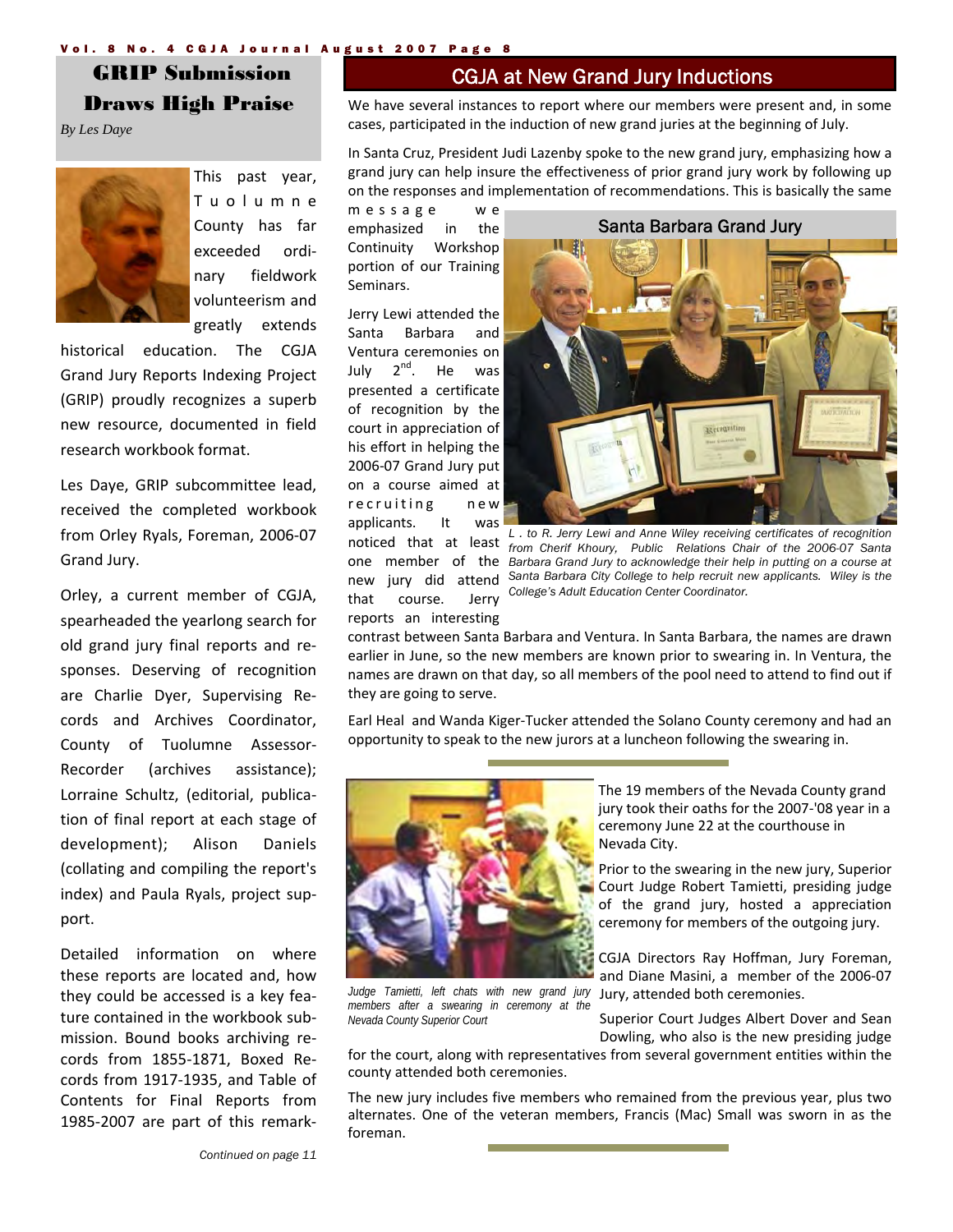## GRIP Submission Draws High Praise

*By Les Daye*

This past year, Tuolumne County has far exceeded ordinary fieldwork volunteerism and greatly extends historical education. The CGJA Grand Jury Reports Indexing Project (GRIP) proudly recognizes a superb new resource, documented in field research workbook format.

Les Daye, GRIP subcommittee lead, received the completed workbook from Orley Ryals, Foreman, 2006-07 Grand Jury.

Orley, a current member of CGJA, spearheaded the yearlong search for old grand jury final reports and responses. Deserving of recognition are Charlie Dyer, Supervising Records and Archives Coordinator, County of Tuolumne Assessor-Recorder (archives assistance); Lorraine Schultz, (editorial, publication of final report at each stage of development); Alison Daniels (collating and compiling the report's index) and Paula Ryals, project support.

Detailed information on where these reports are located and, how they could be accessed is a key feature contained in the workbook submission. Bound books archiving records from 1855-1871, Boxed Records from 1917-1935, and Table of Contents for Final Reports from 1985-2007 are part of this remark-

*Continued on page 11*

## CGJA at New Grand Jury Inductions

We have several instances to report where our members were present and, in some cases, participated in the induction of new grand juries at the beginning of July.

In Santa Cruz, President Judi Lazenby spoke to the new grand jury, emphasizing how a grand jury can help insure the effectiveness of prior grand jury work by following up on the responses and implementation of recommendations. This is basically the same message we emphasized in the Continuity Workshop portion of our Training Seminars.

Jerry Lewi attended the Santa Barbara and Ventura ceremonies on July 2nd. He was presented a certificate of recognition by the court in appreciation of his effort in helping the 2006-07 Grand Jury put on a course aimed at recruiting new applicants. It was noticed that at least one member of the new jury did attend that course. Jerry reports an interesting contrast between Santa Barbara and Ventura. In Santa Barbara, the names are drawn earlier in June, so the new members are known prior to swearing in. In Ventura, the names are drawn on that day, so all members of the pool need to attend to find out if they are going to serve.

**Santa Barbara Grand Jury**

*L. to R. Jerry Lewi and Anne Wiley receiving certificates of recognition from Cherif Khoury, Public Relations Chair of the 2006-07 Santa Barbara Grand Jury to acknowledge their help in putting on a course at Santa Barbara City College to help recruit new applicants. Wiley is the College's Adult Education Center Coordinator.*

Earl Heal and Wanda Kiger-Tucker attended the Solano County ceremony and had an opportunity to speak to the new jurors at a luncheon following the swearing in.

---

The 19 members of the Nevada County grand jury took their oaths for the 2007-'08 year in a ceremony June 22 at the courthouse in Nevada City.

Prior to the swearing in the new jury, Superior Court Judge Robert Tamietti, presiding judge of the grand jury, hosted a appreciation ceremony for members of the outgoing jury.

CGJA Directors Ray Hoffman, Jury Foreman, and Diane Masini, a member of the 2006-07 Jury, attended both ceremonies.

Superior Court Judges Albert Dover and Sean Dowling, who also is the new presiding judge for the court, along with representatives from several government entities within the county attended both ceremonies.

The new jury includes five members who remained from the previous year, plus two alternates. One of the veteran members, Francis (Mac) Small was sworn in as the foreman.

*Judge Tamietti, left chats with new grand jury members after a swearing in ceremony at the Nevada County Superior Court*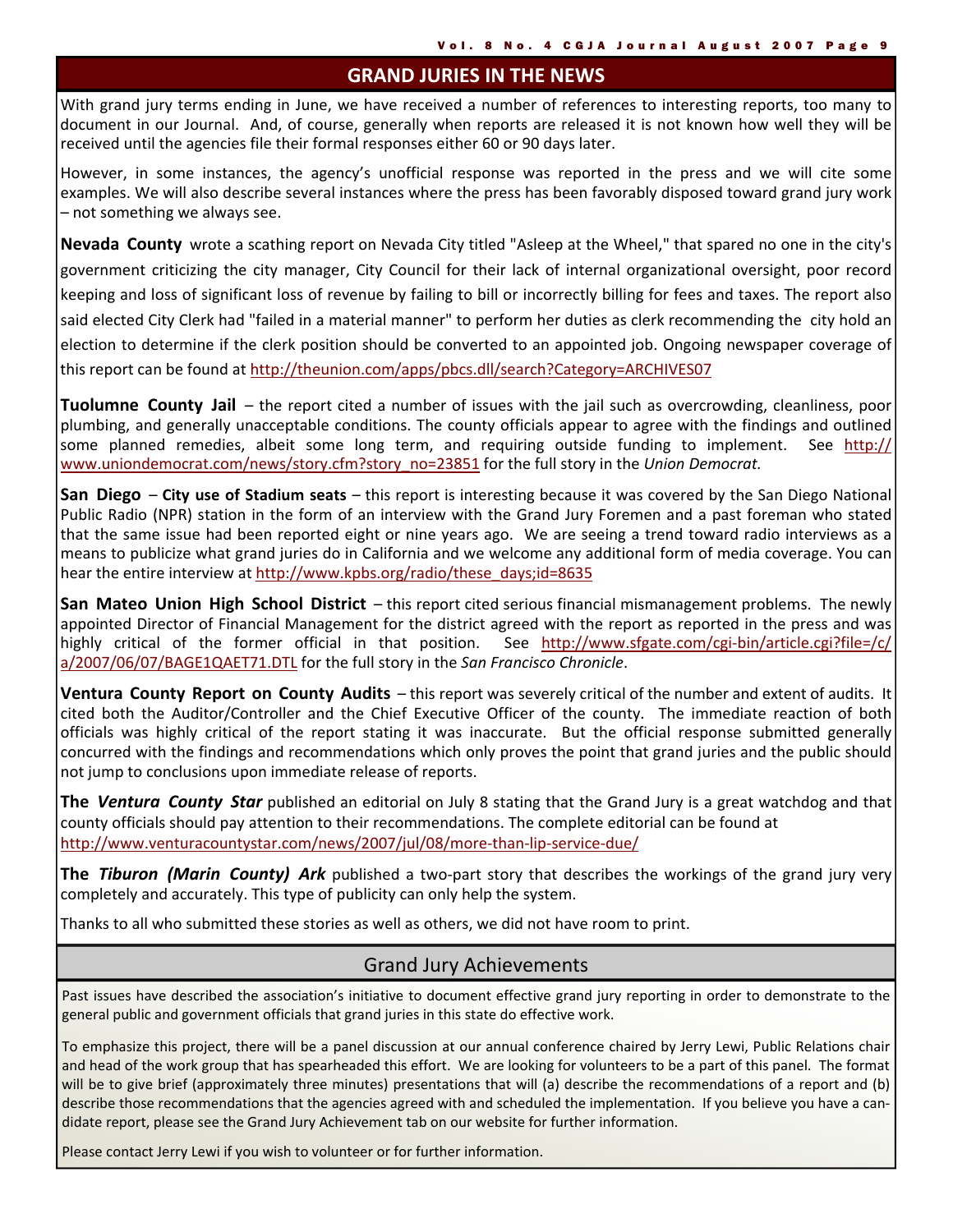## GRAND JURIES IN THE NEWS

With grand jury terms ending in June, we have received a number of references to interesting reports, too many to document in our Journal. And, of course, generally when reports are released it is not known how well they will be received until the agencies file their formal responses either 60 or 90 days later.

However, in some instances, the agency's unofficial response was reported in the press and we will cite some examples. We will also describe several instances where the press has been favorably disposed toward grand jury work – not something we always see.

**Nevada County** wrote a scathing report on Nevada City titled "Asleep at the Wheel," that spared no one in the city's government criticizing the city manager, City Council for their lack of internal organizational oversight, poor record keeping and loss of significant loss of revenue by failing to bill or incorrectly billing for fees and taxes. The report also said elected City Clerk had "failed in a material manner" to perform her duties as clerk recommending the city hold an election to determine if the clerk position should be converted to an appointed job. Ongoing newspaper coverage of this report can be found at http://theunion.com/apps/pbcs.dll/search?Category=ARCHIVES07

**Tuolumne County Jail** – the report cited a number of issues with the jail such as overcrowding, cleanliness, poor plumbing, and generally unacceptable conditions. The county officials appear to agree with the findings and outlined some planned remedies, albeit some long term, and requiring outside funding to implement. See http://www.uniondemocrat.com/news/story.cfm?story_no=23851 for the full story in the *Union Democrat.*

**San Diego** – **City use of Stadium seats** – this report is interesting because it was covered by the San Diego National Public Radio (NPR) station in the form of an interview with the Grand Jury Foremen and a past foreman who stated that the same issue had been reported eight or nine years ago. We are seeing a trend toward radio interviews as a means to publicize what grand juries do in California and we welcome any additional form of media coverage. You can hear the entire interview at http://www.kpbs.org/radio/these_days;id=8635

**San Mateo Union High School District** – this report cited serious financial mismanagement problems. The newly appointed Director of Financial Management for the district agreed with the report as reported in the press and was highly critical of the former official in that position. See http://www.sfgate.com/cgi-bin/article.cgi?file=/c/a/2007/06/07/BAGE1QAET71.DTL for the full story in the *San Francisco Chronicle*.

**Ventura County Report on County Audits** – this report was severely critical of the number and extent of audits. It cited both the Auditor/Controller and the Chief Executive Officer of the county. The immediate reaction of both officials was highly critical of the report stating it was inaccurate. But the official response submitted generally concurred with the findings and recommendations which only proves the point that grand juries and the public should not jump to conclusions upon immediate release of reports.

**The *Ventura County Star*** published an editorial on July 8 stating that the Grand Jury is a great watchdog and that county officials should pay attention to their recommendations. The complete editorial can be found at http://www.venturacountystar.com/news/2007/jul/08/more-than-lip-service-due/

**The *Tiburon (Marin County) Ark*** published a two-part story that describes the workings of the grand jury very completely and accurately. This type of publicity can only help the system.

Thanks to all who submitted these stories as well as others, we did not have room to print.

## Grand Jury Achievements

Past issues have described the association's initiative to document effective grand jury reporting in order to demonstrate to the general public and government officials that grand juries in this state do effective work.

To emphasize this project, there will be a panel discussion at our annual conference chaired by Jerry Lewi, Public Relations chair and head of the work group that has spearheaded this effort. We are looking for volunteers to be a part of this panel. The format will be to give brief (approximately three minutes) presentations that will (a) describe the recommendations of a report and (b) describe those recommendations that the agencies agreed with and scheduled the implementation. If you believe you have a candidate report, please see the Grand Jury Achievement tab on our website for further information.

Please contact Jerry Lewi if you wish to volunteer or for further information.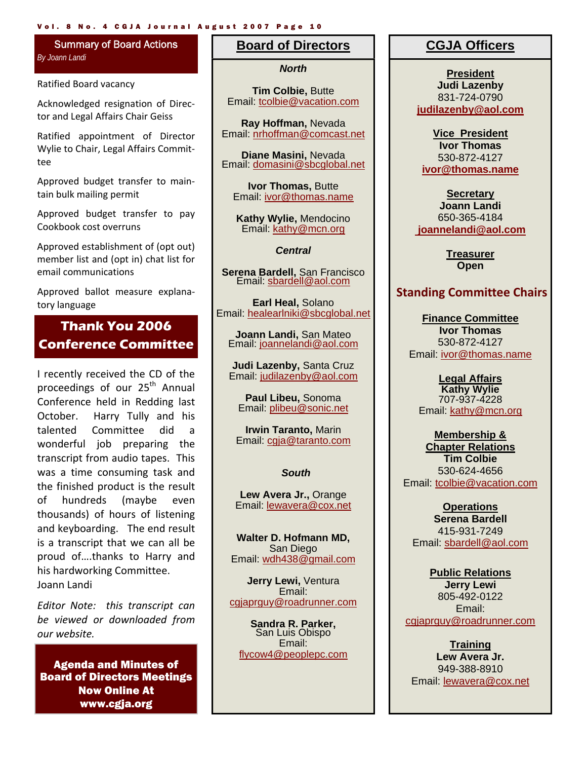## Summary of Board Actions

*By Joann Landi*

Ratified Board vacancy

Acknowledged resignation of Director and Legal Affairs Chair Geiss

Ratified appointment of Director Wylie to Chair, Legal Affairs Committee

Approved budget transfer to maintain bulk mailing permit

Approved budget transfer to pay Cookbook cost overruns

Approved establishment of (opt out) member list and (opt in) chat list for email communications

Approved ballot measure explanatory language

## Thank You 2006 Conference Committee

I recently received the CD of the proceedings of our 25th Annual Conference held in Redding last October. Harry Tully and his talented Committee did a wonderful job preparing the transcript from audio tapes. This was a time consuming task and the finished product is the result of hundreds (maybe even thousands) of hours of listening and keyboarding. The end result is a transcript that we can all be proud of….thanks to Harry and his hardworking Committee.
Joann Landi

*Editor Note: this transcript can be viewed or downloaded from our website.*

**Agenda and Minutes of Board of Directors Meetings Now Online At www.cgja.org**

## Board of Directors

### *North*

**Tim Colbie,** Butte
Email: tcolbie@vacation.com

**Ray Hoffman,** Nevada
Email: nrhoffman@comcast.net

**Diane Masini,** Nevada
Email: domasini@sbcglobal.net

**Ivor Thomas,** Butte
Email: ivor@thomas.name

**Kathy Wylie,** Mendocino
Email: kathy@mcn.org

### *Central*

**Serena Bardell,** San Francisco
Email: sbardell@aol.com

**Earl Heal,** Solano
Email: healearlniki@sbcglobal.net

**Joann Landi,** San Mateo
Email: joannelandi@aol.com

**Judi Lazenby,** Santa Cruz
Email: judilazenby@aol.com

**Paul Libeu,** Sonoma
Email: plibeu@sonic.net

**Irwin Taranto,** Marin
Email: cgja@taranto.com

### *South*

**Lew Avera Jr.,** Orange
Email: lewavera@cox.net

**Walter D. Hofmann MD,** San Diego
Email: wdh438@gmail.com

**Jerry Lewi,** Ventura
Email: cgjaprguy@roadrunner.com

**Sandra R. Parker,** San Luis Obispo
Email: flycow4@peoplepc.com

## CGJA Officers

**President**
**Judi Lazenby**
831-724-0790
**judilazenby@aol.com**

**Vice President**
**Ivor Thomas**
530-872-4127
**ivor@thomas.name**

**Secretary**
**Joann Landi**
650-365-4184
**joannelandi@aol.com**

**Treasurer**
**Open**

## Standing Committee Chairs

**Finance Committee**
**Ivor Thomas**
530-872-4127
Email: ivor@thomas.name

**Legal Affairs**
**Kathy Wylie**
707-937-4228
Email: kathy@mcn.org

**Membership & Chapter Relations**
**Tim Colbie**
530-624-4656
Email: tcolbie@vacation.com

**Operations**
**Serena Bardell**
415-931-7249
Email: sbardell@aol.com

**Public Relations**
**Jerry Lewi**
805-492-0122
Email: cgjaprguy@roadrunner.com

**Training**
**Lew Avera Jr.**
949-388-8910
Email: lewavera@cox.net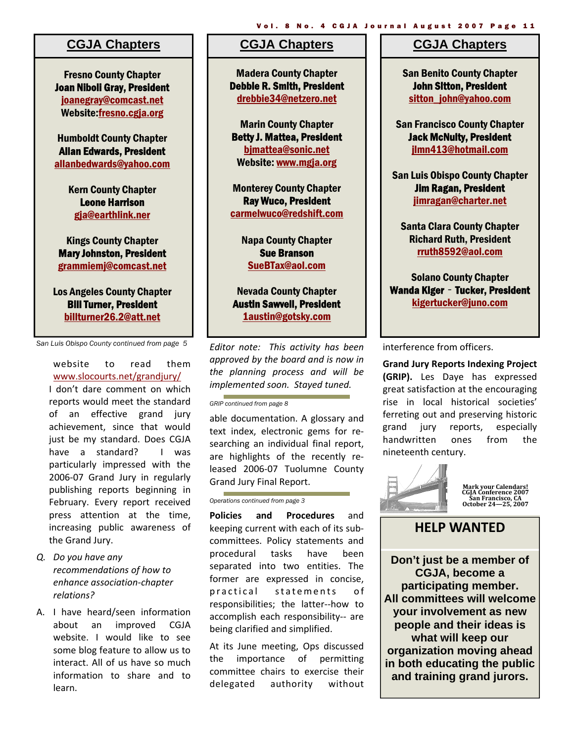## CGJA Chapters

**Fresno County Chapter**
**Joan Niboli Gray, President**
joanegray@comcast.net
Website: fresno.cgja.org

**Humboldt County Chapter**
**Allan Edwards, President**
allanbedwards@yahoo.com

**Kern County Chapter**
**Leone Harrison**
gja@earthlink.ner

**Kings County Chapter**
**Mary Johnston, President**
grammiemj@comcast.net

**Los Angeles County Chapter**
**Bill Turner, President**
billturner26.2@att.net

**Madera County Chapter**
**Debbie R. Smith, President**
drebbie34@netzero.net

**Marin County Chapter**
**Betty J. Mattea, President**
bjmattea@sonic.net
Website: www.mgja.org

**Monterey County Chapter**
**Ray Wuco, President**
carmelwuco@redshift.com

**Napa County Chapter**
**Sue Branson**
SueBTax@aol.com

**Nevada County Chapter**
**Austin Sawell, President**
1austin@gotsky.com

**San Benito County Chapter**
**John Sitton, President**
sitton_john@yahoo.com

**San Francisco County Chapter**
**Jack McNulty, President**
jlmn413@hotmail.com

**San Luis Obispo County Chapter**
**Jim Ragan, President**
jimragan@charter.net

**Santa Clara County Chapter**
**Richard Ruth, President**
rruth8592@aol.com

**Solano County Chapter**
**Wanda Kiger - Tucker, President**
kigertucker@juno.com

*San Luis Obispo County continued from page 5*

website to read them www.slocourts.net/grandjury/ I don't dare comment on which reports would meet the standard of an effective grand jury achievement, since that would just be my standard. Does CGJA have a standard? I was particularly impressed with the 2006-07 Grand Jury in regularly publishing reports beginning in February. Every report received press attention at the time, increasing public awareness of the Grand Jury.

Q. *Do you have any recommendations of how to enhance association-chapter relations?*

A. I have heard/seen information about an improved CGJA website. I would like to see some blog feature to allow us to interact. All of us have so much information to share and to learn.

*Editor note: This activity has been approved by the board and is now in the planning process and will be implemented soon. Stayed tuned.*

*GRIP continued from page 8*

able documentation. A glossary and text index, electronic gems for researching an individual final report, are highlights of the recently released 2006-07 Tuolumne County Grand Jury Final Report.

*Operations continued from page 3*

**Policies and Procedures** and keeping current with each of its subcommittees. Policy statements and procedural tasks have been separated into two entities. The former are expressed in concise, practical statements of responsibilities; the latter--how to accomplish each responsibility-- are being clarified and simplified.

At its June meeting, Ops discussed the importance of permitting committee chairs to exercise their delegated authority without interference from officers.

**Grand Jury Reports Indexing Project (GRIP).** Les Daye has expressed great satisfaction at the encouraging rise in local historical societies' ferreting out and preserving historic grand jury reports, especially handwritten ones from the nineteenth century.

**Mark your Calendars!**
**CGJA Conference 2007**
**San Francisco, CA**
**October 24—25, 2007**

## HELP WANTED

**Don't just be a member of CGJA, become a participating member. All committees will welcome your involvement as new people and their ideas is what will keep our organization moving ahead in both educating the public and training grand jurors.**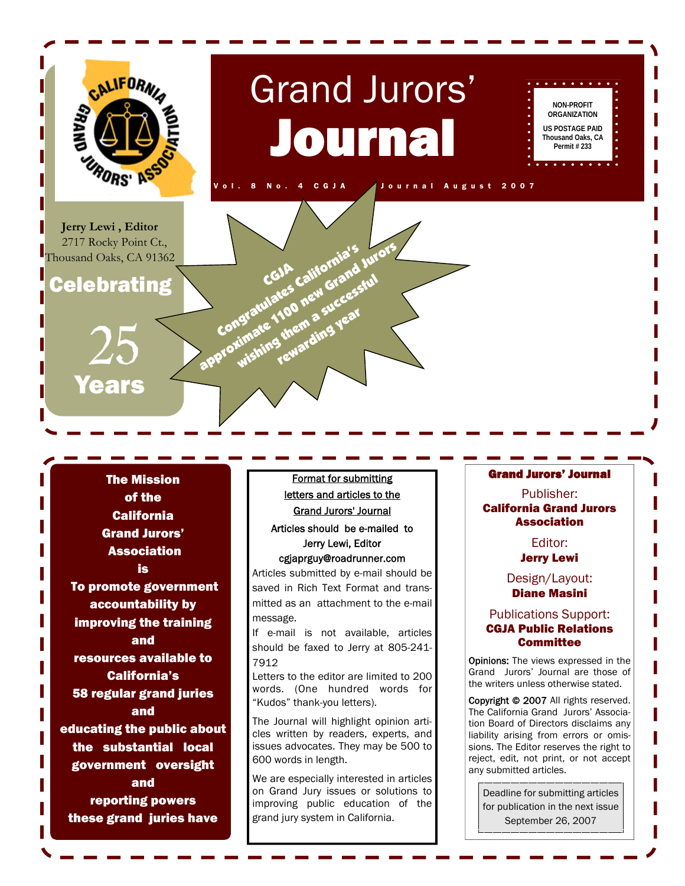# Grand Jurors' Journal

NON-PROFIT ORGANIZATION

US POSTAGE PAID
Thousand Oaks, CA
Permit # 233

Vol. 8 No. 4 CGJA Journal August 2007

**Jerry Lewi , Editor**
2717 Rocky Point Ct.,
Thousand Oaks, CA 91362

**Celebrating 25 Years**

**CGJA Congratulates California's approximate 1100 new Grand Jurors wishing them a successful rewarding year**

**The Mission of the California Grand Jurors' Association is To promote government accountability by improving the training and resources available to California's 58 regular grand juries and educating the public about the substantial local government oversight and reporting powers these grand juries have**

<u>Format for submitting letters and articles to the Grand Jurors' Journal</u>

Articles should be e-mailed to Jerry Lewi, Editor
cgjaprguy@roadrunner.com

Articles submitted by e-mail should be saved in Rich Text Format and transmitted as an attachment to the e-mail message.

If e-mail is not available, articles should be faxed to Jerry at 805-241-7912

Letters to the editor are limited to 200 words. (One hundred words for "Kudos" thank-you letters).

The Journal will highlight opinion articles written by readers, experts, and issues advocates. They may be 500 to 600 words in length.

We are especially interested in articles on Grand Jury issues or solutions to improving public education of the grand jury system in California.

**Grand Jurors' Journal**

Publisher:
**California Grand Jurors Association**

Editor:
**Jerry Lewi**

Design/Layout:
**Diane Masini**

Publications Support:
**CGJA Public Relations Committee**

**Opinions:** The views expressed in the Grand Jurors' Journal are those of the writers unless otherwise stated.

**Copyright © 2007** All rights reserved. The California Grand Jurors' Association Board of Directors disclaims any liability arising from errors or omissions. The Editor reserves the right to reject, edit, not print, or not accept any submitted articles.

Deadline for submitting articles for publication in the next issue September 26, 2007